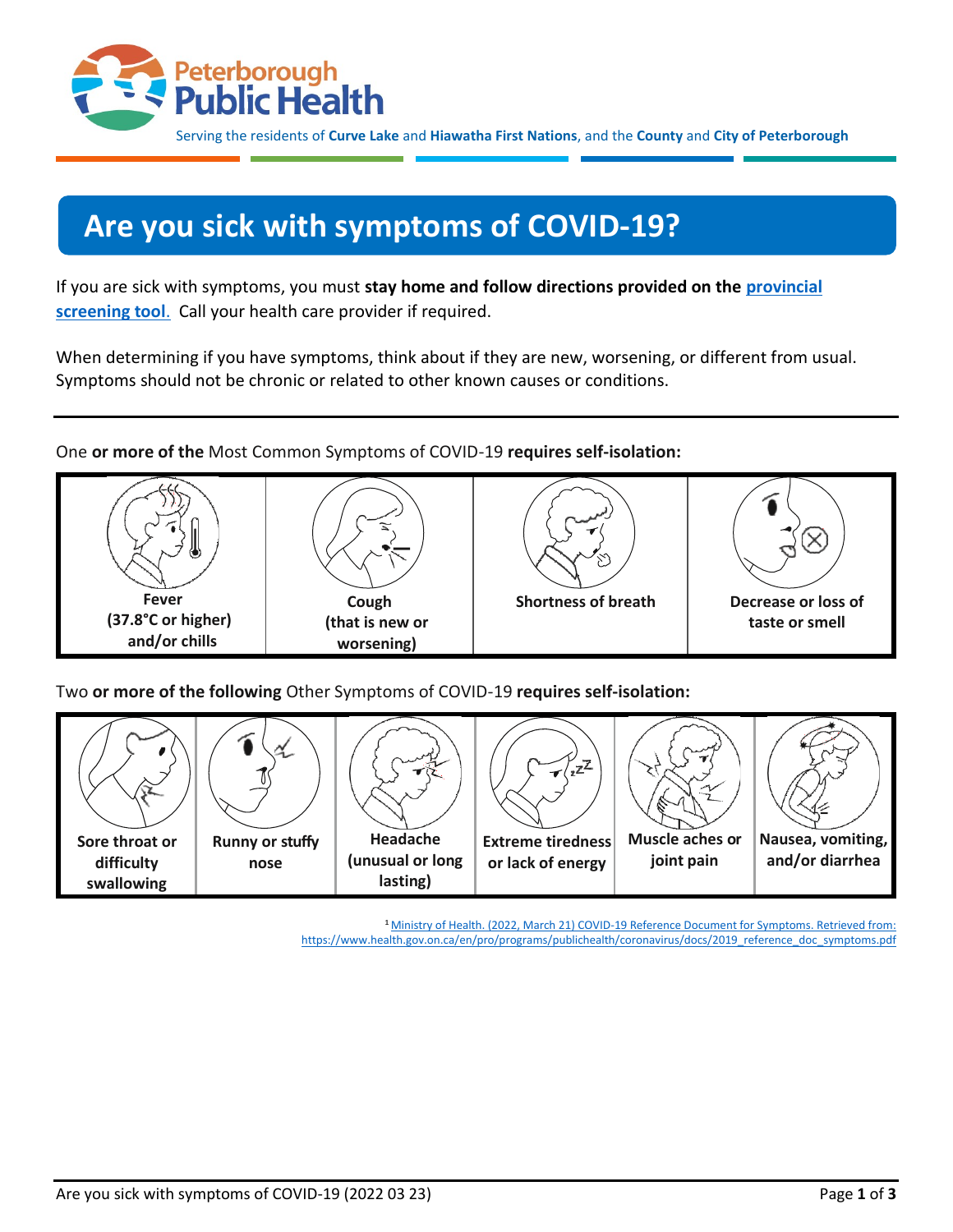Peterborough Public Health

Serving the residents of **Curve Lake** and **Hiawatha First Nations**, and the **County** and **City of Peterborough**

# Are you sick with symptoms of COVID-19?

If you are sick with symptoms, you must **stay home and follow directions provided on the provincial screening tool**. Call your health care provider if required.

When determining if you have symptoms, think about if they are new, worsening, or different from usual. Symptoms should not be chronic or related to other known causes or conditions.

One **or more of the** Most Common Symptoms of COVID-19 **requires self-isolation:**

| Fever (37.8°C or higher) and/or chills | Cough (that is new or worsening) | Shortness of breath | Decrease or loss of taste or smell |
|---|---|---|---|

Two **or more of the following** Other Symptoms of COVID-19 **requires self-isolation:**

| Sore throat or difficulty swallowing | Runny or stuffy nose | Headache (unusual or long lasting) | Extreme tiredness or lack of energy | Muscle aches or joint pain | Nausea, vomiting, and/or diarrhea |
|---|---|---|---|---|---|

[1] Ministry of Health. (2022, March 21) COVID-19 Reference Document for Symptoms. Retrieved from: https://www.health.gov.on.ca/en/pro/programs/publichealth/coronavirus/docs/2019_reference_doc_symptoms.pdf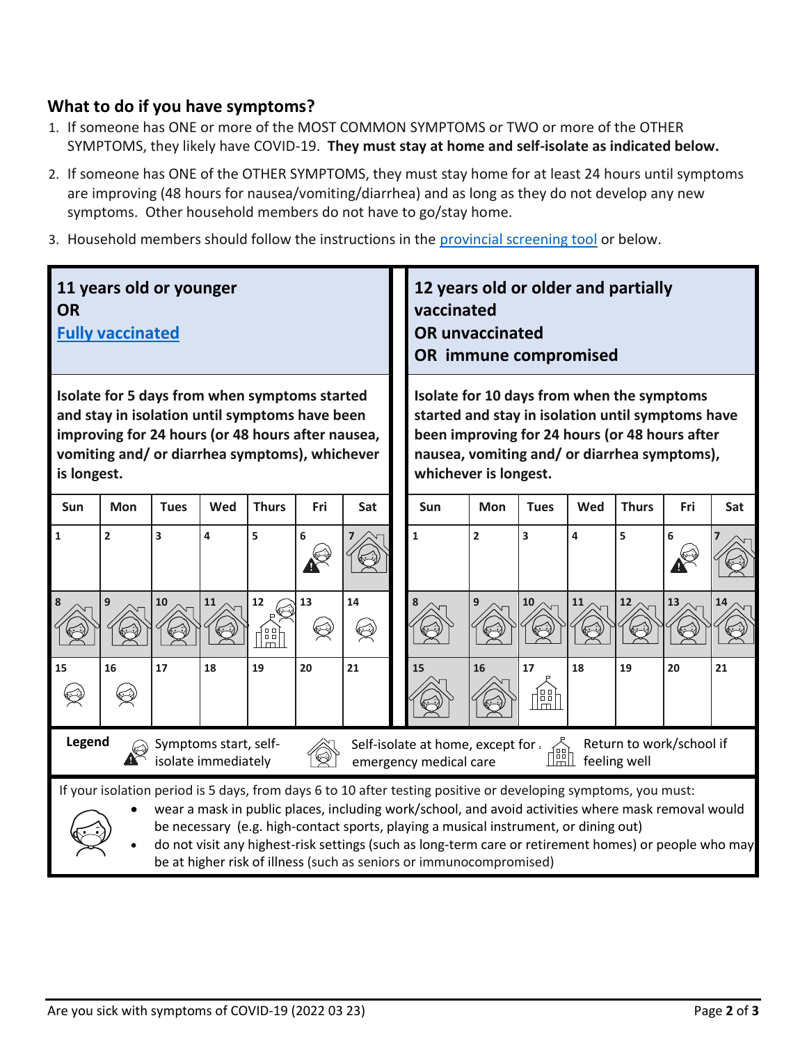## What to do if you have symptoms?

1. If someone has ONE or more of the MOST COMMON SYMPTOMS or TWO or more of the OTHER SYMPTOMS, they likely have COVID-19. **They must stay at home and self-isolate as indicated below.**
2. If someone has ONE of the OTHER SYMPTOMS, they must stay home for at least 24 hours until symptoms are improving (48 hours for nausea/vomiting/diarrhea) and as long as they do not develop any new symptoms. Other household members do not have to go/stay home.
3. Household members should follow the instructions in the [provincial screening tool]() or below.

| **11 years old or younger OR [Fully vaccinated]()** | **12 years old or older and partially vaccinated OR unvaccinated OR immune compromised** |
|---|---|
| **Isolate for 5 days from when symptoms started and stay in isolation until symptoms have been improving for 24 hours (or 48 hours after nausea, vomiting and/ or diarrhea symptoms), whichever is longest.** | **Isolate for 10 days from when the symptoms started and stay in isolation until symptoms have been improving for 24 hours (or 48 hours after nausea, vomiting and/ or diarrhea symptoms), whichever is longest.** |

**11 years old or younger OR Fully vaccinated:**

| Sun | Mon | Tues | Wed | Thurs | Fri | Sat |
|---|---|---|---|---|---|---|
| 1 | 2 | 3 | 4 | 5 | 6 (Symptoms start, self-isolate immediately) | 7 (Self-isolate) |
| 8 (Self-isolate) | 9 (Self-isolate) | 10 (Self-isolate) | 11 (Self-isolate) | 12 (Return to work/school if feeling well; mask) | 13 (Mask) | 14 (Mask) |
| 15 (Mask) | 16 (Mask) | 17 | 18 | 19 | 20 | 21 |

**12 years old or older and partially vaccinated OR unvaccinated OR immune compromised:**

| Sun | Mon | Tues | Wed | Thurs | Fri | Sat |
|---|---|---|---|---|---|---|
| 1 | 2 | 3 | 4 | 5 | 6 (Symptoms start, self-isolate immediately) | 7 (Self-isolate) |
| 8 (Self-isolate) | 9 (Self-isolate) | 10 (Self-isolate) | 11 (Self-isolate) | 12 (Self-isolate) | 13 (Self-isolate) | 14 (Self-isolate) |
| 15 (Self-isolate) | 16 (Self-isolate) | 17 (Return to work/school if feeling well) | 18 | 19 | 20 | 21 |

**Legend**
- Symptoms start, self-isolate immediately
- Self-isolate at home, except for emergency medical care
- Return to work/school if feeling well

If your isolation period is 5 days, from days 6 to 10 after testing positive or developing symptoms, you must:

- wear a mask in public places, including work/school, and avoid activities where mask removal would be necessary (e.g. high-contact sports, playing a musical instrument, or dining out)
- do not visit any highest-risk settings (such as long-term care or retirement homes) or people who may be at higher risk of illness (such as seniors or immunocompromised)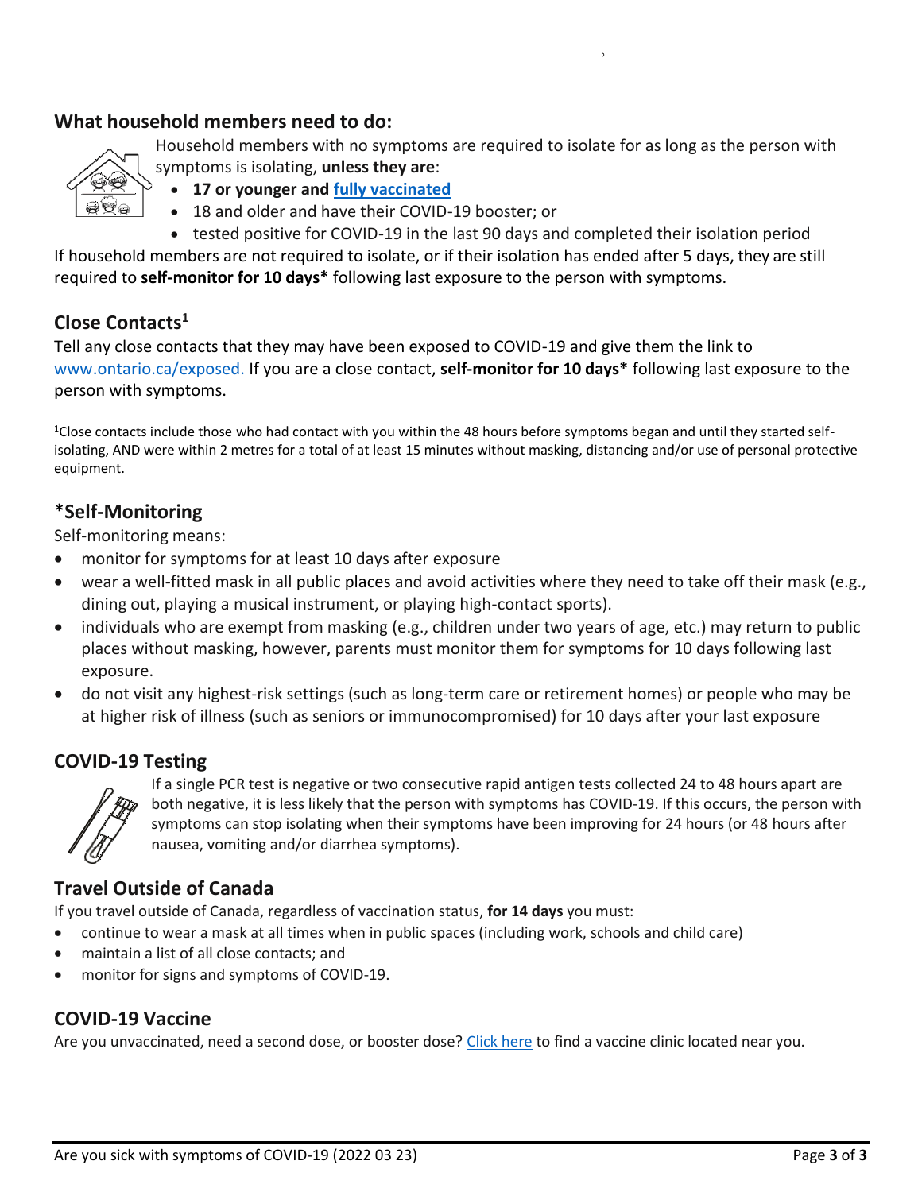## What household members need to do:

Household members with no symptoms are required to isolate for as long as the person with symptoms is isolating, **unless they are**:

- **17 or younger and fully vaccinated**
- 18 and older and have their COVID-19 booster; or
- tested positive for COVID-19 in the last 90 days and completed their isolation period

If household members are not required to isolate, or if their isolation has ended after 5 days, they are still required to **self-monitor for 10 days*** following last exposure to the person with symptoms.

## Close Contacts[1]

Tell any close contacts that they may have been exposed to COVID-19 and give them the link to www.ontario.ca/exposed. If you are a close contact, **self-monitor for 10 days*** following last exposure to the person with symptoms.

[1]Close contacts include those who had contact with you within the 48 hours before symptoms began and until they started self-isolating, AND were within 2 metres for a total of at least 15 minutes without masking, distancing and/or use of personal protective equipment.

## *Self-Monitoring

Self-monitoring means:

- monitor for symptoms for at least 10 days after exposure
- wear a well-fitted mask in all public places and avoid activities where they need to take off their mask (e.g., dining out, playing a musical instrument, or playing high-contact sports).
- individuals who are exempt from masking (e.g., children under two years of age, etc.) may return to public places without masking, however, parents must monitor them for symptoms for 10 days following last exposure.
- do not visit any highest-risk settings (such as long-term care or retirement homes) or people who may be at higher risk of illness (such as seniors or immunocompromised) for 10 days after your last exposure

## COVID-19 Testing

If a single PCR test is negative or two consecutive rapid antigen tests collected 24 to 48 hours apart are both negative, it is less likely that the person with symptoms has COVID-19. If this occurs, the person with symptoms can stop isolating when their symptoms have been improving for 24 hours (or 48 hours after nausea, vomiting and/or diarrhea symptoms).

## Travel Outside of Canada

If you travel outside of Canada, regardless of vaccination status, **for 14 days** you must:

- continue to wear a mask at all times when in public spaces (including work, schools and child care)
- maintain a list of all close contacts; and
- monitor for signs and symptoms of COVID-19.

## COVID-19 Vaccine

Are you unvaccinated, need a second dose, or booster dose? Click here to find a vaccine clinic located near you.